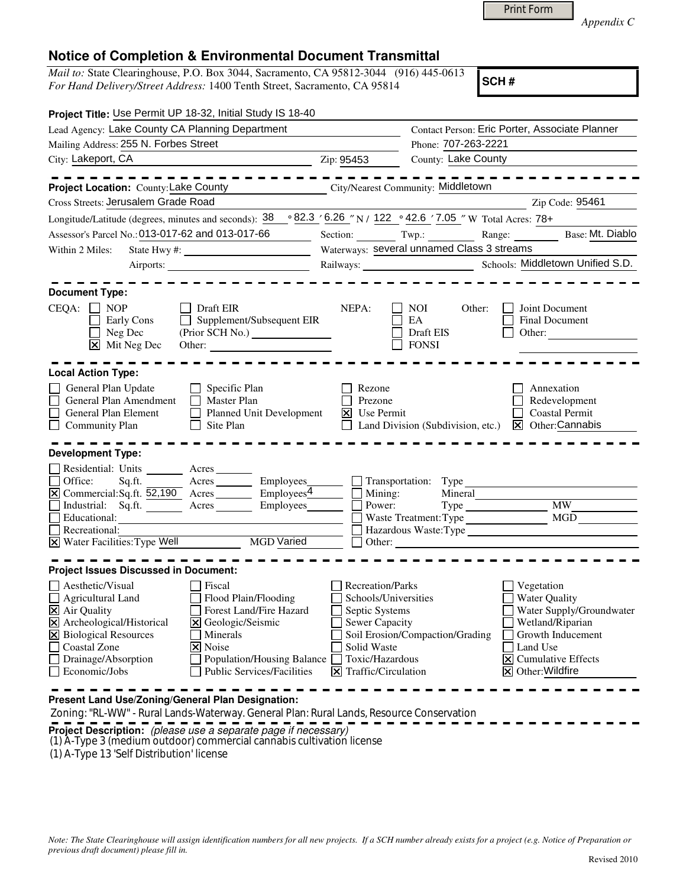Print Form

*Appendix C*

# Notice of Completion & Environmental Document Transmittal

*Mail to:* State Clearinghouse, P.O. Box 3044, Sacramento, CA 95812-3044 (916) 445-0613
*For Hand Delivery/Street Address:* 1400 Tenth Street, Sacramento, CA 95814

**SCH #**

**Project Title:** Use Permit UP 18-32, Initial Study IS 18-40

Lead Agency: Lake County CA Planning Department
Contact Person: Eric Porter, Associate Planner
Mailing Address: 255 N. Forbes Street
Phone: 707-263-2221
City: Lakeport, CA Zip: 95453
County: Lake County

---

**Project Location:** County: Lake County City/Nearest Community: Middletown
Cross Streets: Jerusalem Grade Road Zip Code: 95461
Longitude/Latitude (degrees, minutes and seconds): 38 ° 82.3 ′ 6.26 ″ N / 122 ° 42.6 ′ 7.05 ″ W Total Acres: 78+
Assessor's Parcel No.: 013-017-62 and 013-017-66 Section: Twp.: Range: Base: Mt. Diablo
Within 2 Miles: State Hwy #: Waterways: several unnamed Class 3 streams
Airports: Railways: Schools: Middletown Unified S.D.

---

**Document Type:**

CEQA:
- [ ] NOP
- [ ] Early Cons
- [ ] Neg Dec
- [x] Mit Neg Dec
- [ ] Draft EIR
- [ ] Supplement/Subsequent EIR (Prior SCH No.)
- Other:

NEPA:
- [ ] NOI
- [ ] EA
- [ ] Draft EIS
- [ ] FONSI

Other:
- [ ] Joint Document
- [ ] Final Document
- [ ] Other:

---

**Local Action Type:**

- [ ] General Plan Update
- [ ] General Plan Amendment
- [ ] General Plan Element
- [ ] Community Plan
- [ ] Specific Plan
- [ ] Master Plan
- [ ] Planned Unit Development
- [ ] Site Plan
- [ ] Rezone
- [ ] Prezone
- [x] Use Permit
- [ ] Land Division (Subdivision, etc.)
- [ ] Annexation
- [ ] Redevelopment
- [ ] Coastal Permit
- [x] Other: Cannabis

---

**Development Type:**

- [ ] Residential: Units Acres
- [ ] Office: Sq.ft. Acres Employees
- [x] Commercial: Sq.ft. 52,190 Acres Employees 4
- [ ] Industrial: Sq.ft. Acres Employees
- [ ] Educational:
- [ ] Recreational:
- [x] Water Facilities: Type Well MGD Varied
- [ ] Transportation: Type
- [ ] Mining: Mineral
- [ ] Power: Type MW
- [ ] Waste Treatment: Type MGD
- [ ] Hazardous Waste: Type
- [ ] Other:

---

**Project Issues Discussed in Document:**

- [ ] Aesthetic/Visual
- [ ] Agricultural Land
- [x] Air Quality
- [x] Archeological/Historical
- [x] Biological Resources
- [ ] Coastal Zone
- [ ] Drainage/Absorption
- [ ] Economic/Jobs
- [ ] Fiscal
- [ ] Flood Plain/Flooding
- [ ] Forest Land/Fire Hazard
- [x] Geologic/Seismic
- [ ] Minerals
- [x] Noise
- [ ] Population/Housing Balance
- [ ] Public Services/Facilities
- [ ] Recreation/Parks
- [ ] Schools/Universities
- [ ] Septic Systems
- [ ] Sewer Capacity
- [ ] Soil Erosion/Compaction/Grading
- [ ] Solid Waste
- [ ] Toxic/Hazardous
- [x] Traffic/Circulation
- [ ] Vegetation
- [ ] Water Quality
- [ ] Water Supply/Groundwater
- [ ] Wetland/Riparian
- [ ] Growth Inducement
- [ ] Land Use
- [x] Cumulative Effects
- [x] Other: Wildfire

---

**Present Land Use/Zoning/General Plan Designation:**

Zoning: "RL-WW" - Rural Lands-Waterway. General Plan: Rural Lands, Resource Conservation

**Project Description:** *(please use a separate page if necessary)*

(1) A-Type 3 (medium outdoor) commercial cannabis cultivation license
(1) A-Type 13 'Self Distribution' license

*Note: The State Clearinghouse will assign identification numbers for all new projects. If a SCH number already exists for a project (e.g. Notice of Preparation or previous draft document) please fill in.*

Revised 2010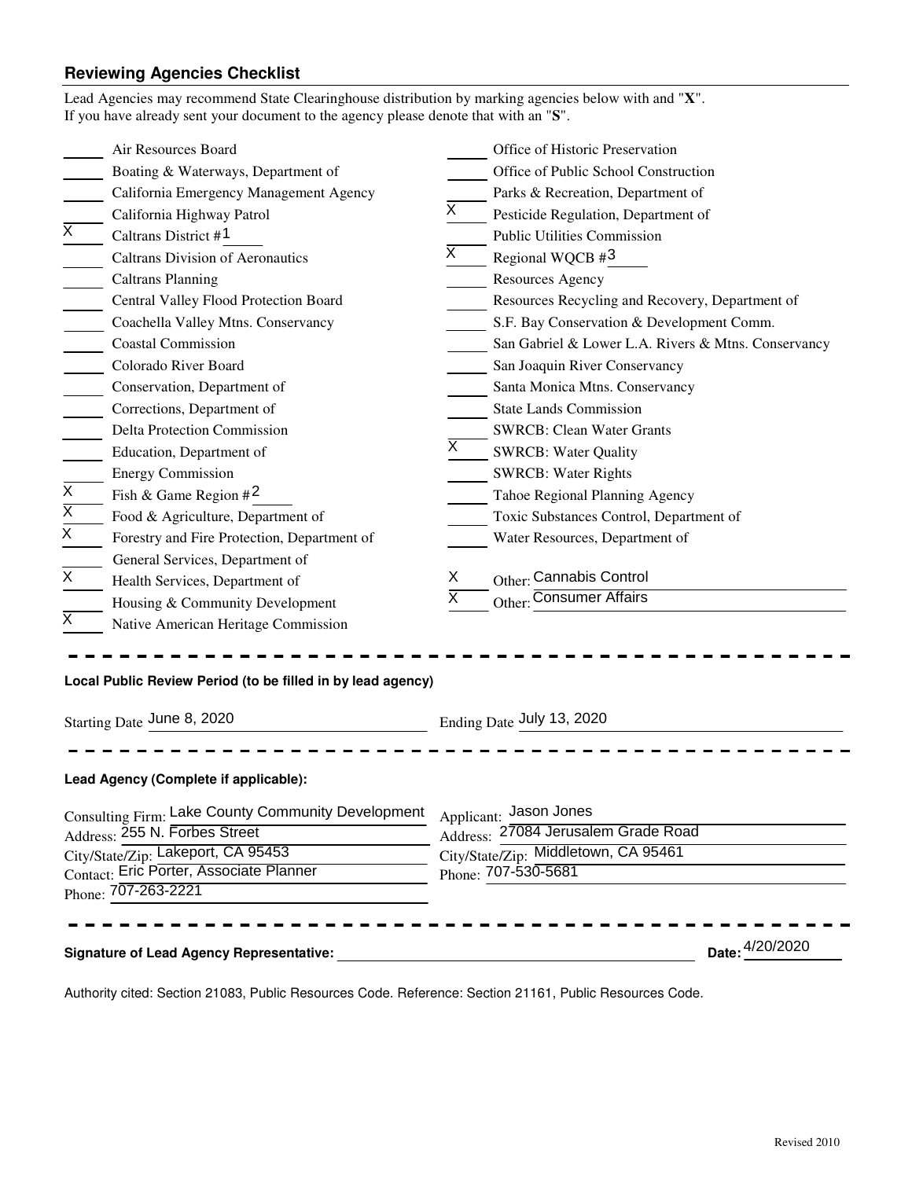## Reviewing Agencies Checklist

Lead Agencies may recommend State Clearinghouse distribution by marking agencies below with and "**X**".
If you have already sent your document to the agency please denote that with an "**S**".

| | | | |
|---|---|---|---|
| | Air Resources Board | | Office of Historic Preservation |
| | Boating & Waterways, Department of | | Office of Public School Construction |
| | California Emergency Management Agency | | Parks & Recreation, Department of |
| | California Highway Patrol | X | Pesticide Regulation, Department of |
| X | Caltrans District # 1 | | Public Utilities Commission |
| | Caltrans Division of Aeronautics | X | Regional WQCB # 3 |
| | Caltrans Planning | | Resources Agency |
| | Central Valley Flood Protection Board | | Resources Recycling and Recovery, Department of |
| | Coachella Valley Mtns. Conservancy | | S.F. Bay Conservation & Development Comm. |
| | Coastal Commission | | San Gabriel & Lower L.A. Rivers & Mtns. Conservancy |
| | Colorado River Board | | San Joaquin River Conservancy |
| | Conservation, Department of | | Santa Monica Mtns. Conservancy |
| | Corrections, Department of | | State Lands Commission |
| | Delta Protection Commission | | SWRCB: Clean Water Grants |
| | Education, Department of | X | SWRCB: Water Quality |
| | Energy Commission | | SWRCB: Water Rights |
| X | Fish & Game Region # 2 | | Tahoe Regional Planning Agency |
| X | Food & Agriculture, Department of | | Toxic Substances Control, Department of |
| X | Forestry and Fire Protection, Department of | | Water Resources, Department of |
| | General Services, Department of | | |
| X | Health Services, Department of | X | Other: Cannabis Control |
| | Housing & Community Development | X | Other: Consumer Affairs |
| X | Native American Heritage Commission | | |

---

**Local Public Review Period (to be filled in by lead agency)**

Starting Date June 8, 2020 Ending Date July 13, 2020

---

**Lead Agency (Complete if applicable):**

Consulting Firm: Lake County Community Development
Address: 255 N. Forbes Street
City/State/Zip: Lakeport, CA 95453
Contact: Eric Porter, Associate Planner
Phone: 707-263-2221

Applicant: Jason Jones
Address: 27084 Jerusalem Grade Road
City/State/Zip: Middletown, CA 95461
Phone: 707-530-5681

---

**Signature of Lead Agency Representative:** ____________________ **Date:** 4/20/2020

Authority cited: Section 21083, Public Resources Code. Reference: Section 21161, Public Resources Code.

Revised 2010